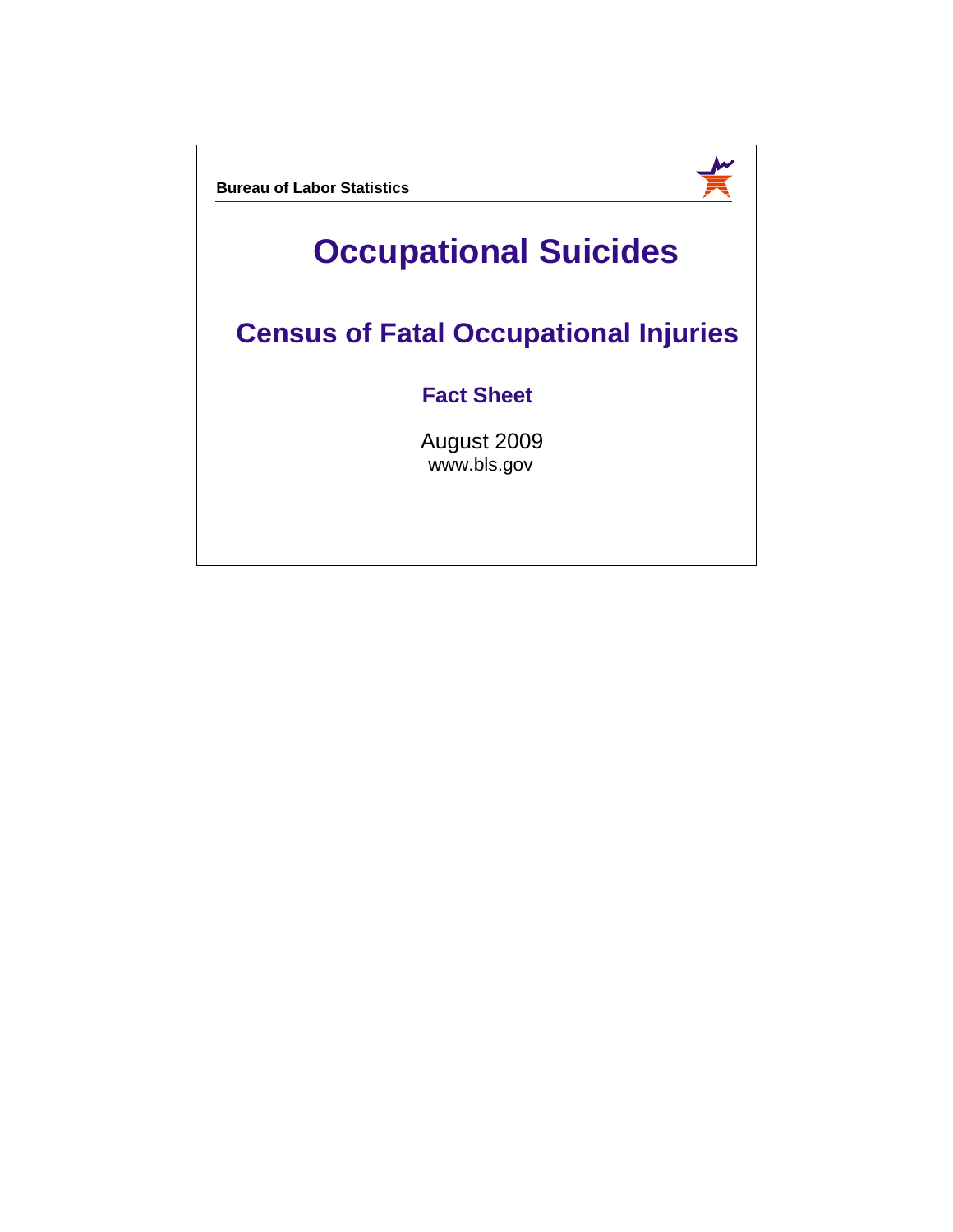Bureau of Labor Statistics

# Occupational Suicides

## Census of Fatal Occupational Injuries

### Fact Sheet

August 2009
www.bls.gov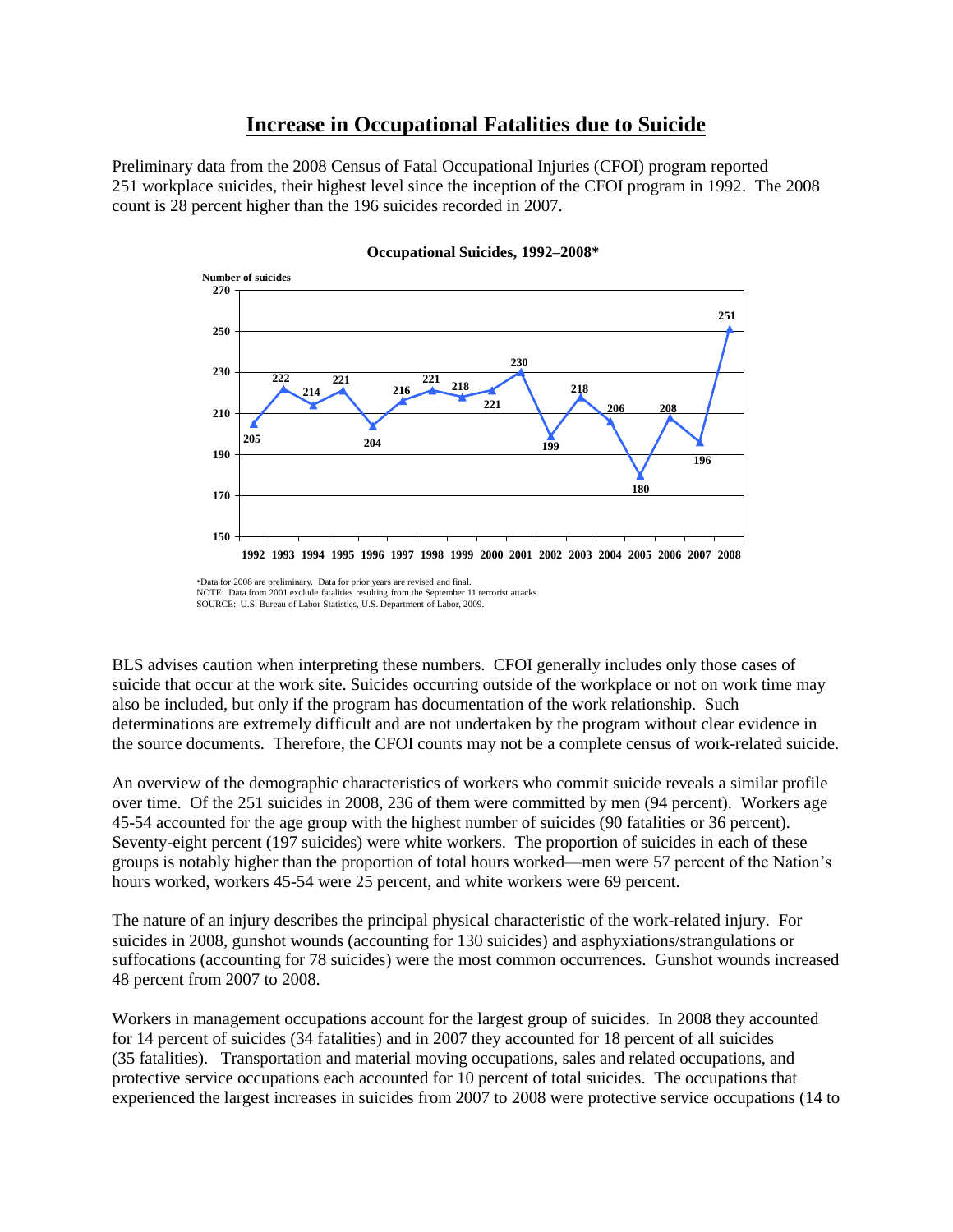## Increase in Occupational Fatalities due to Suicide

Preliminary data from the 2008 Census of Fatal Occupational Injuries (CFOI) program reported 251 workplace suicides, their highest level since the inception of the CFOI program in 1992. The 2008 count is 28 percent higher than the 196 suicides recorded in 2007.

**Occupational Suicides, 1992–2008***

| Year | Number of suicides |
|---|---|
| 1992 | 205 |
| 1993 | 222 |
| 1994 | 214 |
| 1995 | 221 |
| 1996 | 204 |
| 1997 | 216 |
| 1998 | 221 |
| 1999 | 218 |
| 2000 | 221 |
| 2001 | 230 |
| 2002 | 199 |
| 2003 | 218 |
| 2004 | 206 |
| 2005 | 180 |
| 2006 | 208 |
| 2007 | 196 |
| 2008 | 251 |

*Data for 2008 are preliminary. Data for prior years are revised and final.
NOTE: Data from 2001 exclude fatalities resulting from the September 11 terrorist attacks.
SOURCE: U.S. Bureau of Labor Statistics, U.S. Department of Labor, 2009.

BLS advises caution when interpreting these numbers. CFOI generally includes only those cases of suicide that occur at the work site. Suicides occurring outside of the workplace or not on work time may also be included, but only if the program has documentation of the work relationship. Such determinations are extremely difficult and are not undertaken by the program without clear evidence in the source documents. Therefore, the CFOI counts may not be a complete census of work-related suicide.

An overview of the demographic characteristics of workers who commit suicide reveals a similar profile over time. Of the 251 suicides in 2008, 236 of them were committed by men (94 percent). Workers age 45-54 accounted for the age group with the highest number of suicides (90 fatalities or 36 percent). Seventy-eight percent (197 suicides) were white workers. The proportion of suicides in each of these groups is notably higher than the proportion of total hours worked—men were 57 percent of the Nation's hours worked, workers 45-54 were 25 percent, and white workers were 69 percent.

The nature of an injury describes the principal physical characteristic of the work-related injury. For suicides in 2008, gunshot wounds (accounting for 130 suicides) and asphyxiations/strangulations or suffocations (accounting for 78 suicides) were the most common occurrences. Gunshot wounds increased 48 percent from 2007 to 2008.

Workers in management occupations account for the largest group of suicides. In 2008 they accounted for 14 percent of suicides (34 fatalities) and in 2007 they accounted for 18 percent of all suicides (35 fatalities). Transportation and material moving occupations, sales and related occupations, and protective service occupations each accounted for 10 percent of total suicides. The occupations that experienced the largest increases in suicides from 2007 to 2008 were protective service occupations (14 to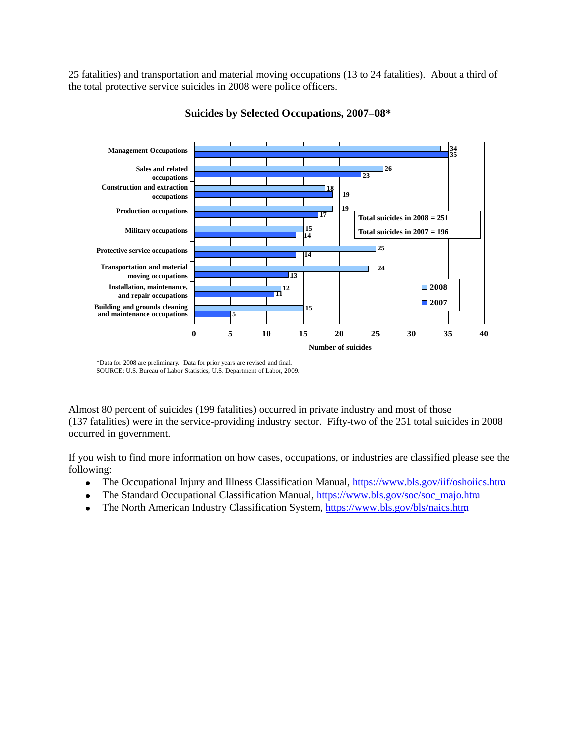25 fatalities) and transportation and material moving occupations (13 to 24 fatalities). About a third of the total protective service suicides in 2008 were police officers.

**Suicides by Selected Occupations, 2007–08***

Management Occupations
Sales and related occupations
Construction and extraction occupations
Production occupations
Military occupations
Protective service occupations
Transportation and material moving occupations
Installation, maintenance, and repair occupations
Building and grounds cleaning and maintenance occupations

34
35
26
23
18
19
19
17
15
14
25
14
24
13
12
11
15
5

Total suicides in 2008 = 251

Total suicides in 2007 = 196

2008

2007

0 5 10 15 20 25 30 35 40

Number of suicides

*Data for 2008 are preliminary. Data for prior years are revised and final.
SOURCE: U.S. Bureau of Labor Statistics, U.S. Department of Labor, 2009.

Almost 80 percent of suicides (199 fatalities) occurred in private industry and most of those (137 fatalities) were in the service-providing industry sector. Fifty-two of the 251 total suicides in 2008 occurred in government.

If you wish to find more information on how cases, occupations, or industries are classified please see the following:

- The Occupational Injury and Illness Classification Manual, https://www.bls.gov/iif/oshoiics.htm
- The Standard Occupational Classification Manual, https://www.bls.gov/soc/soc_majo.htm
- The North American Industry Classification System, https://www.bls.gov/bls/naics.htm